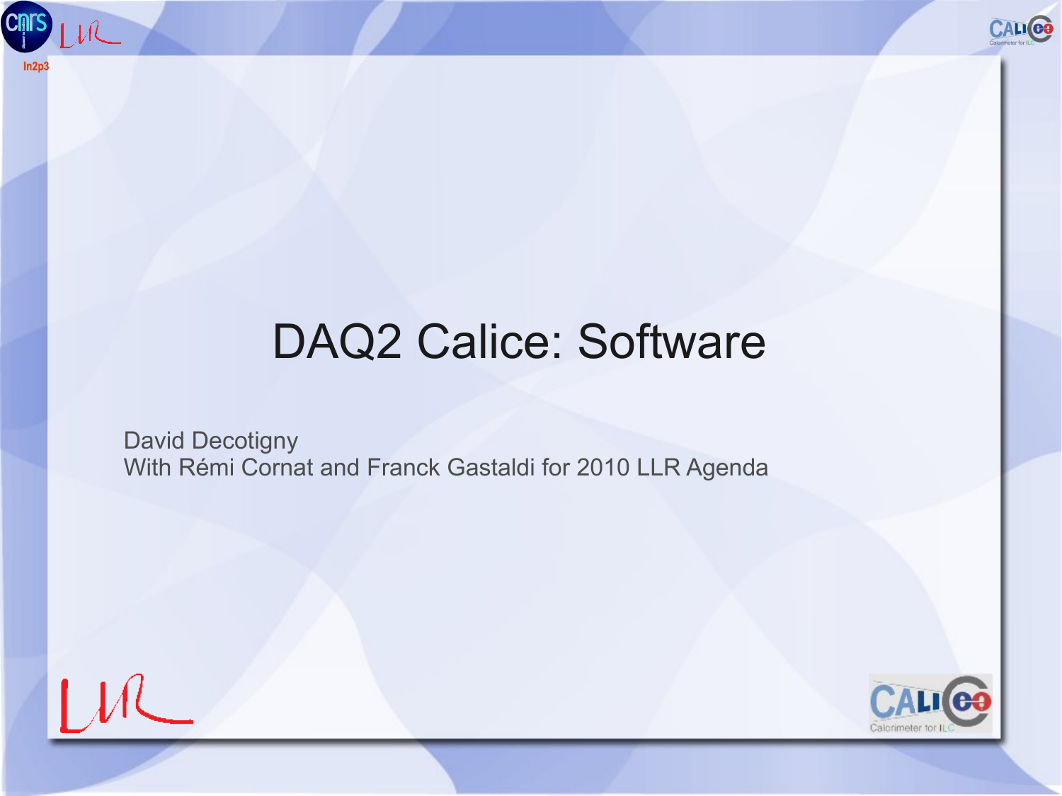# DAQ2 Calice: Software

David Decotigny
With Rémi Cornat and Franck Gastaldi for 2010 LLR Agenda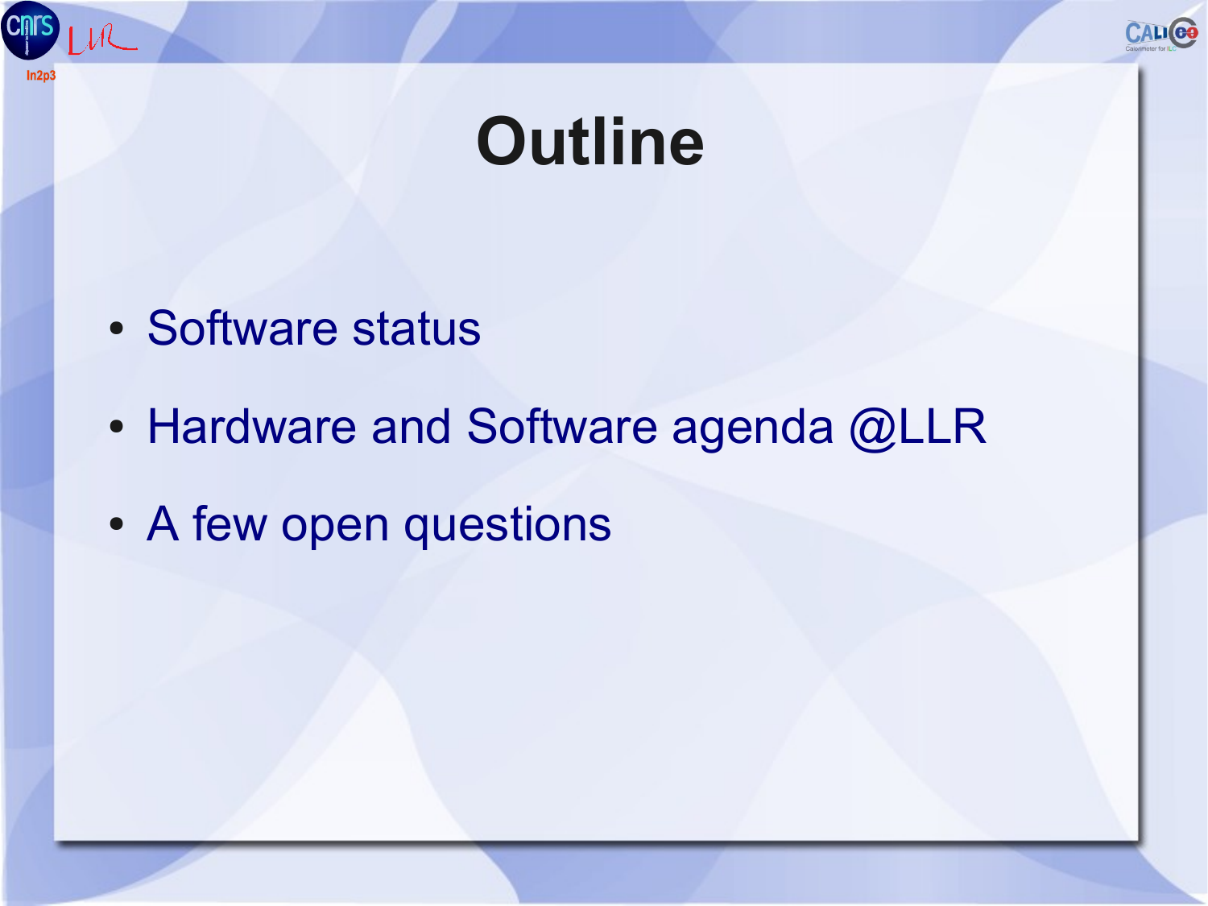# Outline

- Software status
- Hardware and Software agenda @LLR
- A few open questions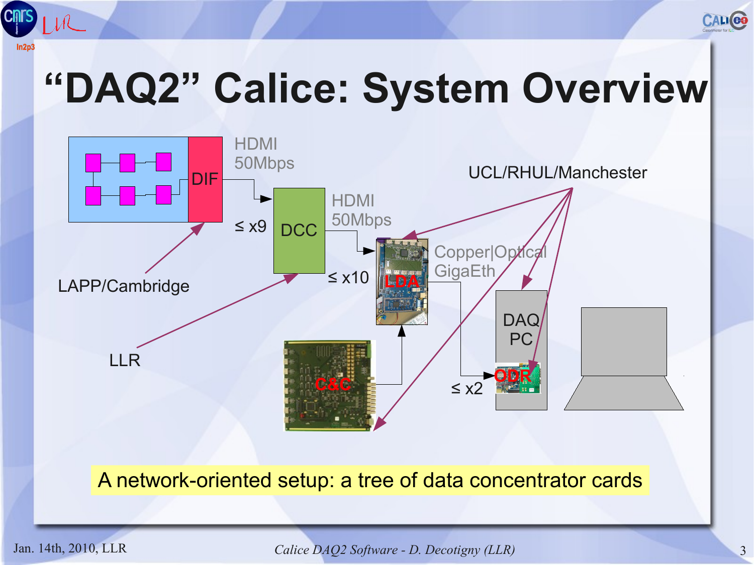# "DAQ2" Calice: System Overview

DIF

HDMI 50Mbps

≤ x9

DCC

HDMI 50Mbps

≤ x10

LDA

Copper|Optical GigaEth

UCL/RHUL/Manchester

LAPP/Cambridge

LLR

C&C

DAQ PC

ODR

≤ x2

A network-oriented setup: a tree of data concentrator cards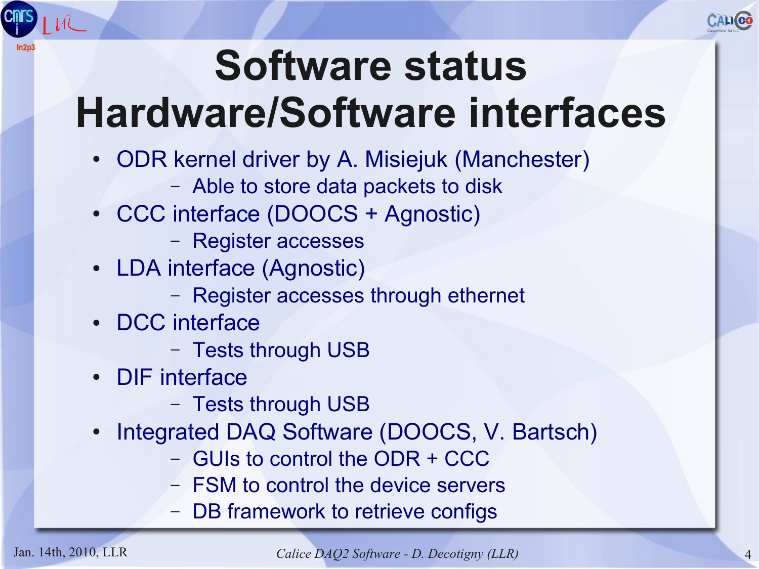# Software status
# Hardware/Software interfaces

- ODR kernel driver by A. Misiejuk (Manchester)
  - Able to store data packets to disk
- CCC interface (DOOCS + Agnostic)
  - Register accesses
- LDA interface (Agnostic)
  - Register accesses through ethernet
- DCC interface
  - Tests through USB
- DIF interface
  - Tests through USB
- Integrated DAQ Software (DOOCS, V. Bartsch)
  - GUIs to control the ODR + CCC
  - FSM to control the device servers
  - DB framework to retrieve configs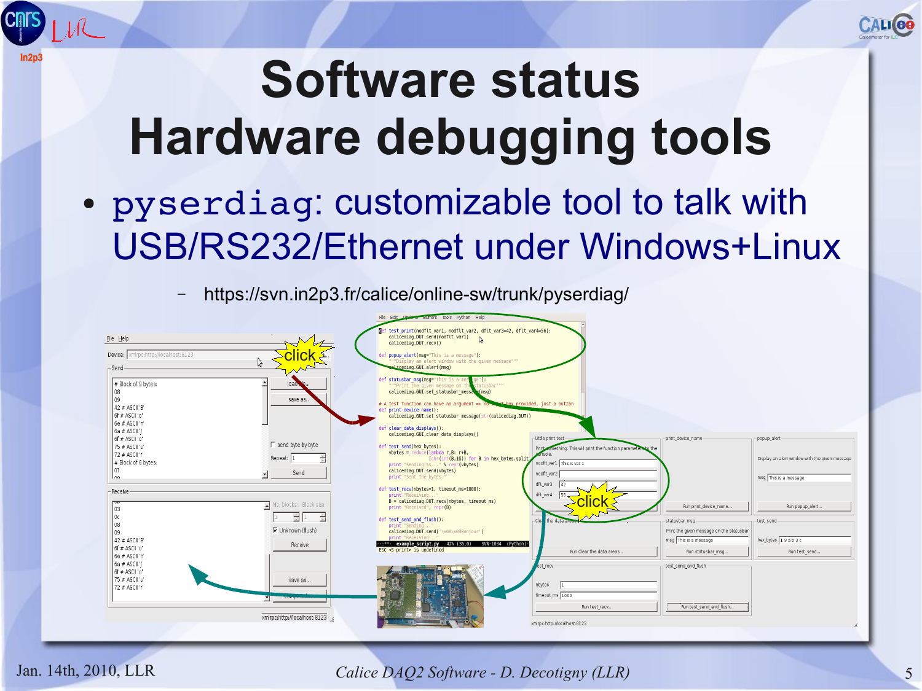# Software status
# Hardware debugging tools

- `pyserdiag`: customizable tool to talk with USB/RS232/Ethernet under Windows+Linux
  - https://svn.in2p3.fr/calice/online-sw/trunk/pyserdiag/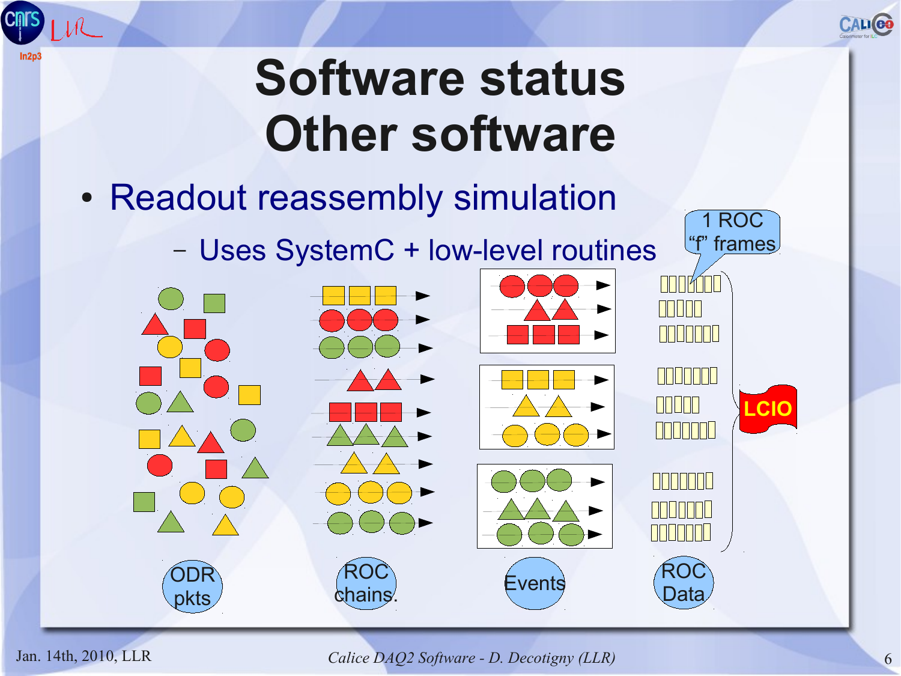# Software status
# Other software

- Readout reassembly simulation
  - Uses SystemC + low-level routines

1 ROC "f" frames

LCIO

ODR pkts

ROC chains.

Events

ROC Data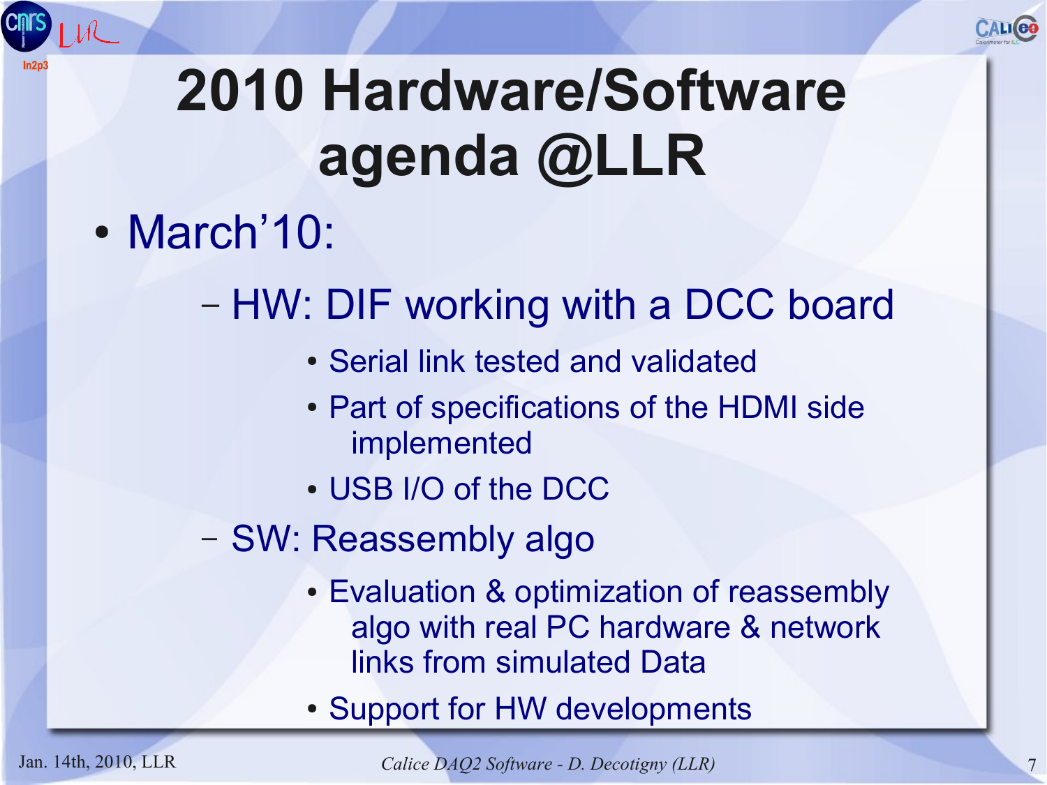# 2010 Hardware/Software agenda @LLR

- March'10:
  - HW: DIF working with a DCC board
    - Serial link tested and validated
    - Part of specifications of the HDMI side implemented
    - USB I/O of the DCC
  - SW: Reassembly algo
    - Evaluation & optimization of reassembly algo with real PC hardware & network links from simulated Data
    - Support for HW developments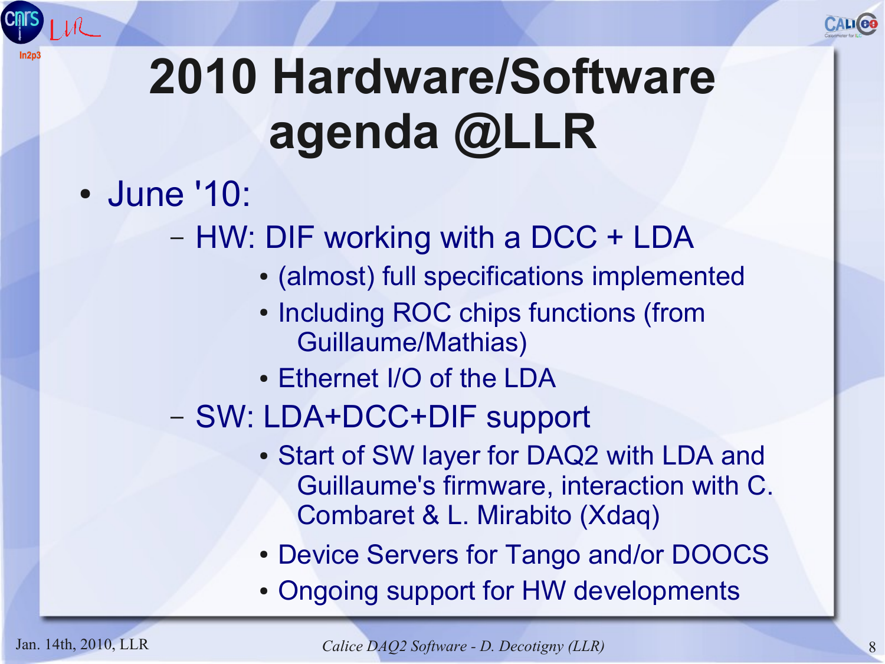# 2010 Hardware/Software agenda @LLR

- June '10:
  - HW: DIF working with a DCC + LDA
    - (almost) full specifications implemented
    - Including ROC chips functions (from Guillaume/Mathias)
    - Ethernet I/O of the LDA
  - SW: LDA+DCC+DIF support
    - Start of SW layer for DAQ2 with LDA and Guillaume's firmware, interaction with C. Combaret & L. Mirabito (Xdaq)
    - Device Servers for Tango and/or DOOCS
    - Ongoing support for HW developments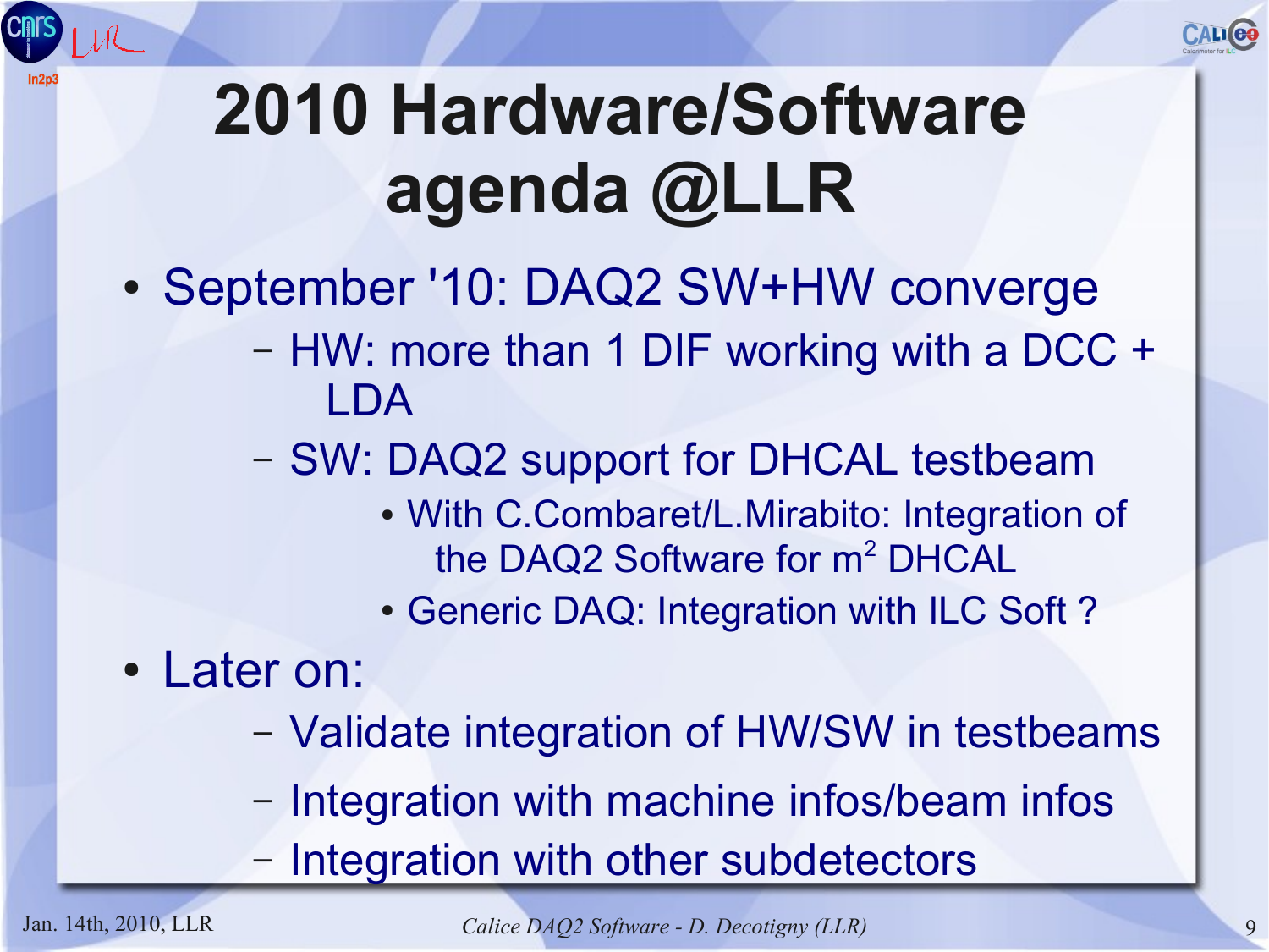# 2010 Hardware/Software agenda @LLR

- September '10: DAQ2 SW+HW converge
  - HW: more than 1 DIF working with a DCC + LDA
  - SW: DAQ2 support for DHCAL testbeam
    - With C.Combaret/L.Mirabito: Integration of the DAQ2 Software for $m^2$ DHCAL
    - Generic DAQ: Integration with ILC Soft ?
- Later on:
  - Validate integration of HW/SW in testbeams
  - Integration with machine infos/beam infos
  - Integration with other subdetectors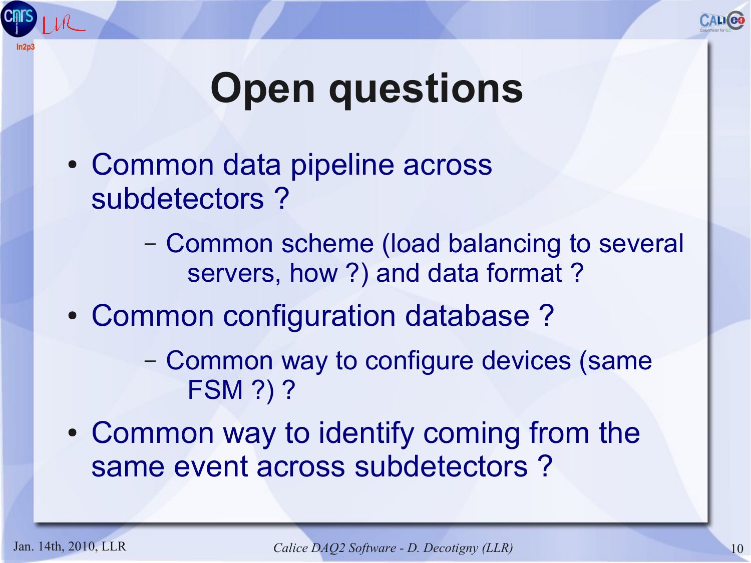# Open questions

- Common data pipeline across subdetectors ?
  - Common scheme (load balancing to several servers, how ?) and data format ?
- Common configuration database ?
  - Common way to configure devices (same FSM ?) ?
- Common way to identify coming from the same event across subdetectors ?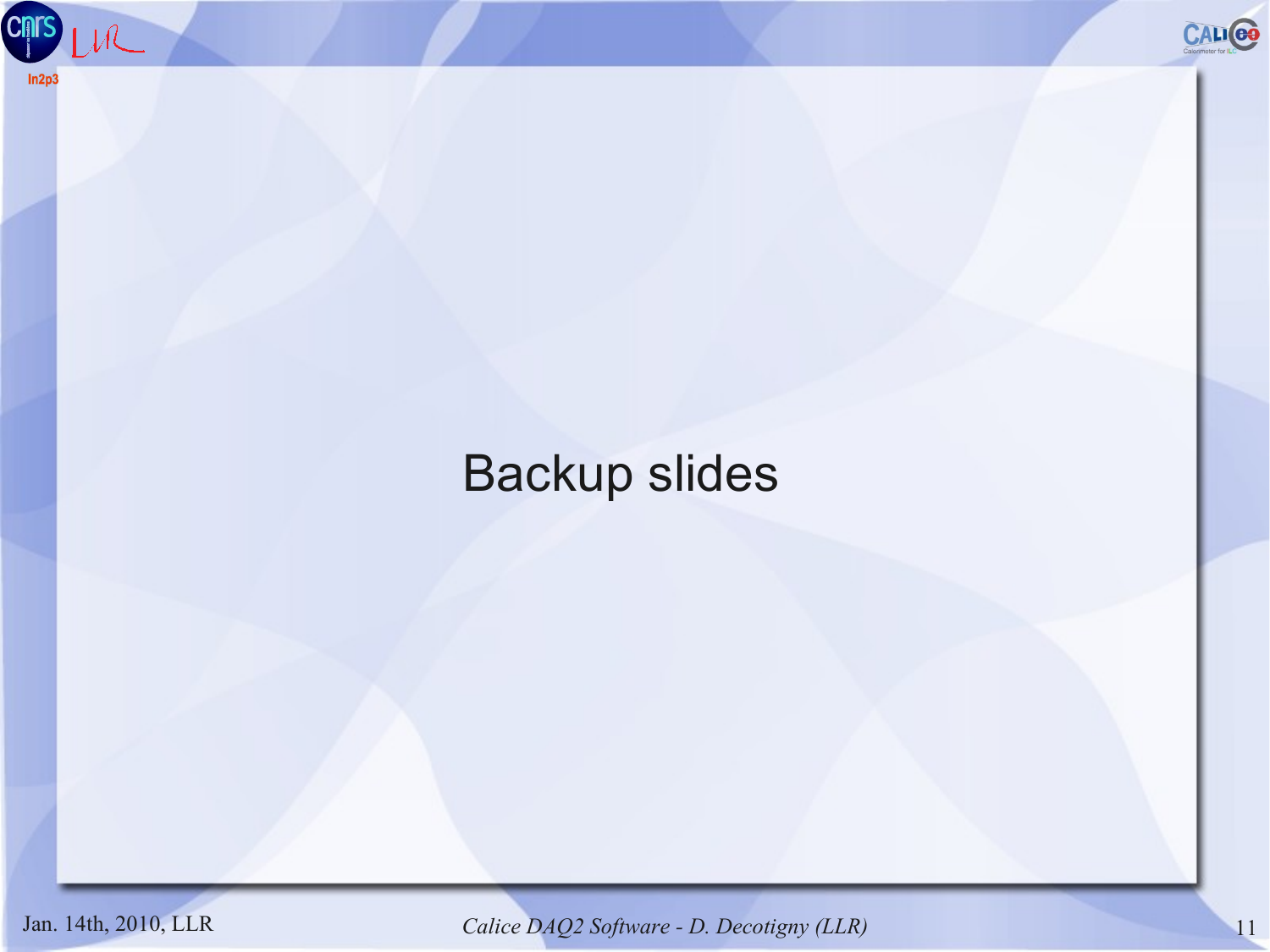# Backup slides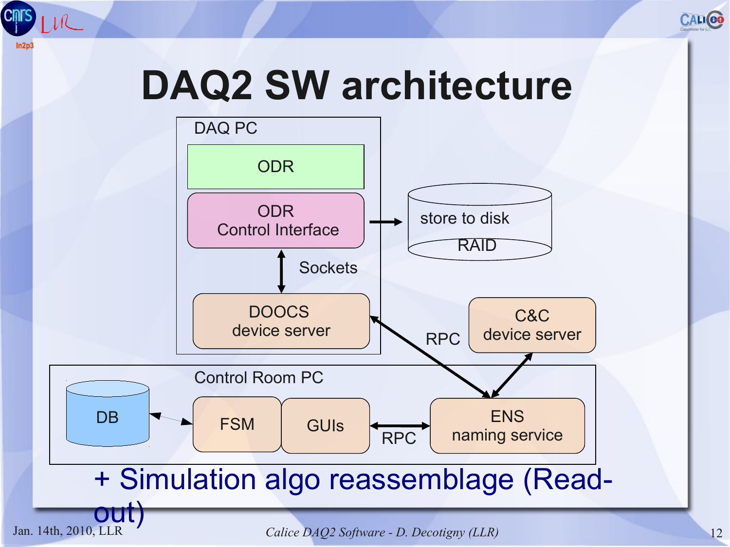# DAQ2 SW architecture

DAQ PC

ODR

ODR Control Interface

store to disk RAID

Sockets

DOOCS device server

RPC

C&C device server

Control Room PC

DB

FSM

GUIs

RPC

ENS naming service

+ Simulation algo reassemblage (Read-out)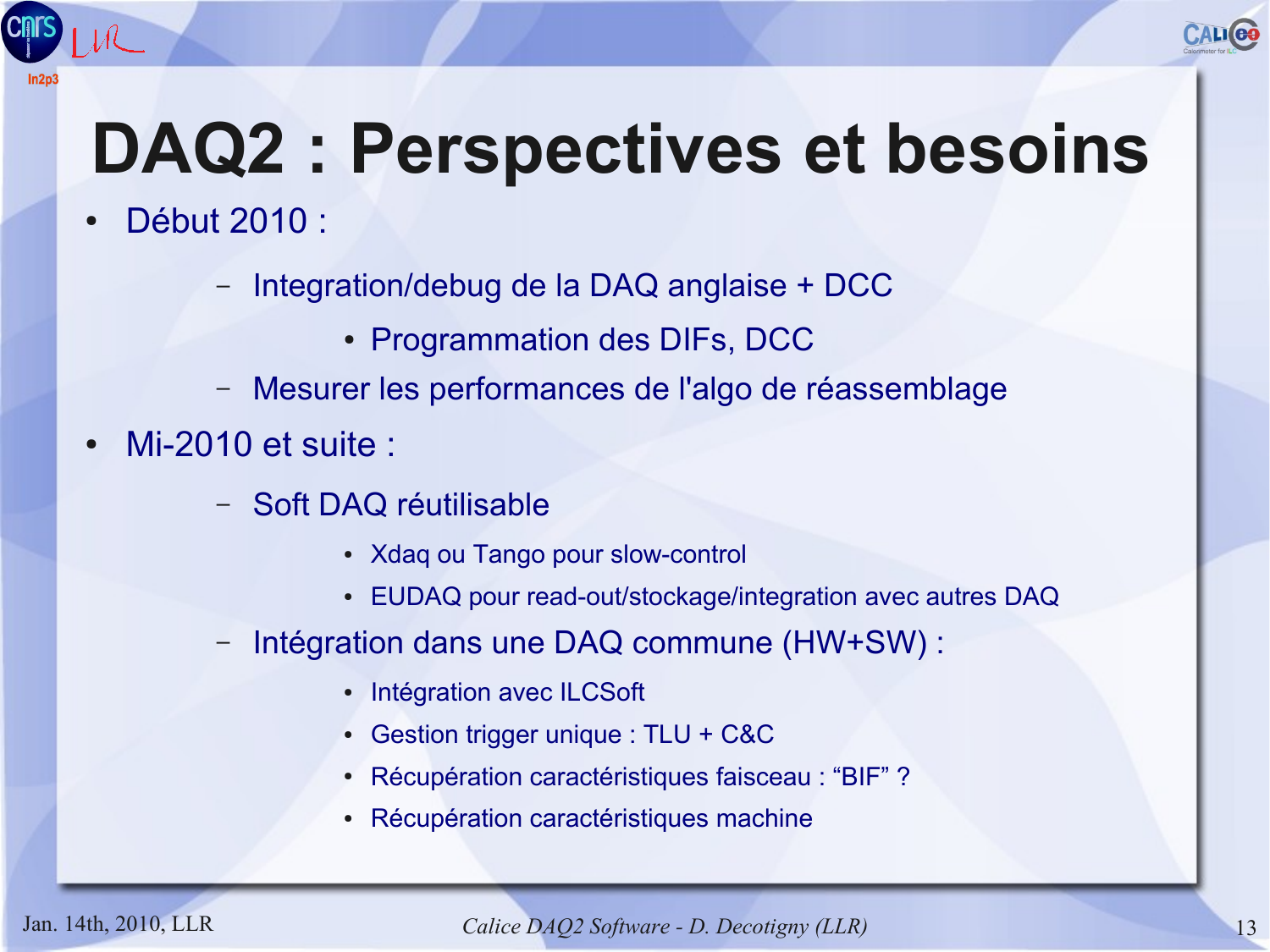# DAQ2 : Perspectives et besoins

- Début 2010 :
  - Integration/debug de la DAQ anglaise + DCC
    - Programmation des DIFs, DCC
  - Mesurer les performances de l'algo de réassemblage
- Mi-2010 et suite :
  - Soft DAQ réutilisable
    - Xdaq ou Tango pour slow-control
    - EUDAQ pour read-out/stockage/integration avec autres DAQ
  - Intégration dans une DAQ commune (HW+SW) :
    - Intégration avec ILCSoft
    - Gestion trigger unique : TLU + C&C
    - Récupération caractéristiques faisceau : “BIF” ?
    - Récupération caractéristiques machine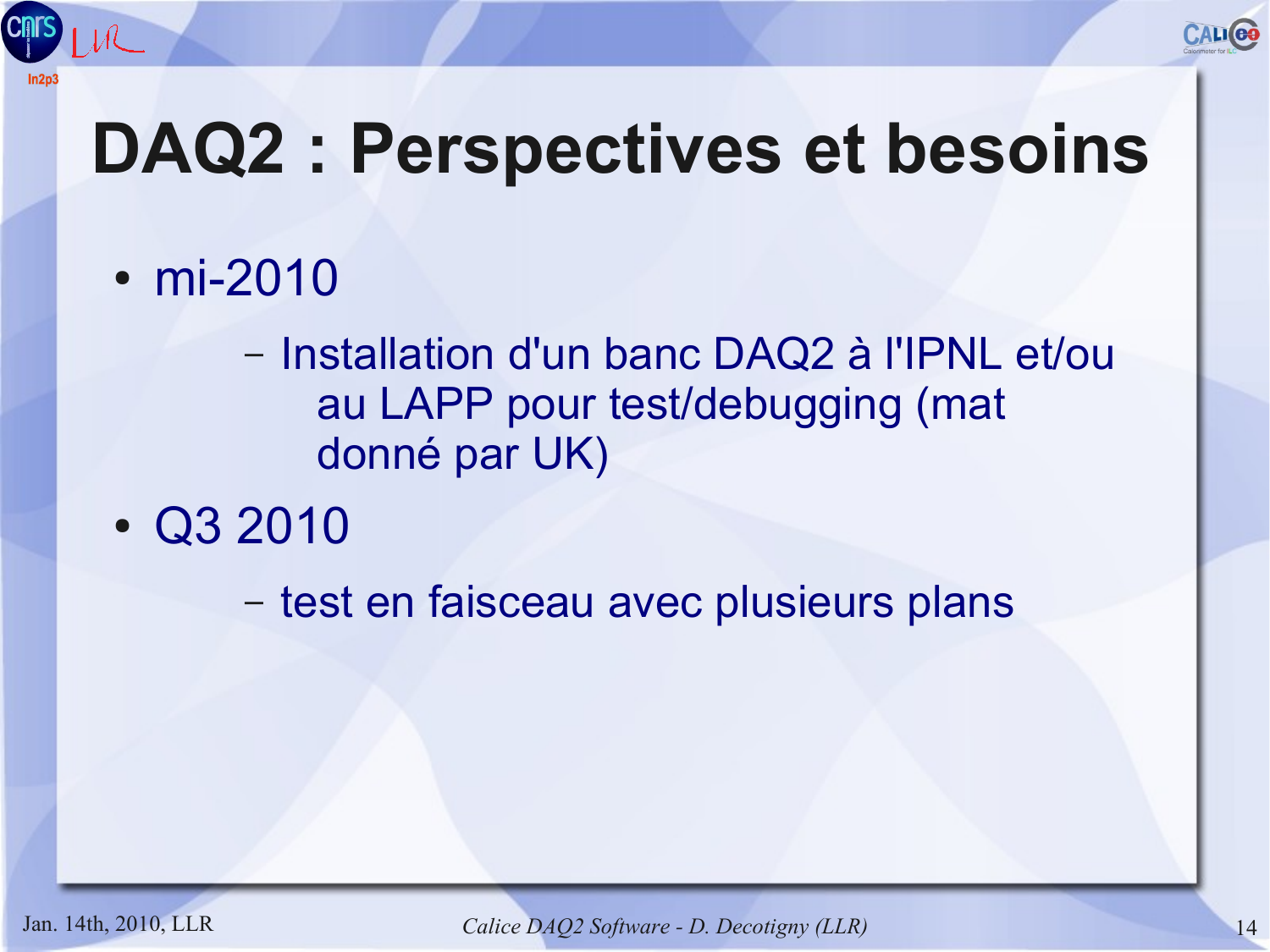# DAQ2 : Perspectives et besoins

- mi-2010
  - Installation d'un banc DAQ2 à l'IPNL et/ou au LAPP pour test/debugging (mat donné par UK)
- Q3 2010
  - test en faisceau avec plusieurs plans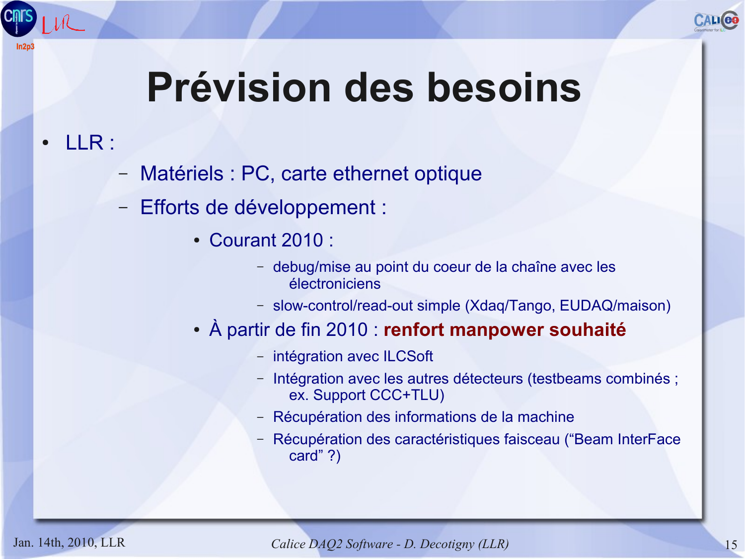# Prévision des besoins

- LLR :
  - Matériels : PC, carte ethernet optique
  - Efforts de développement :
    - Courant 2010 :
      - debug/mise au point du coeur de la chaîne avec les électroniciens
      - slow-control/read-out simple (Xdaq/Tango, EUDAQ/maison)
    - À partir de fin 2010 : **renfort manpower souhaité**
      - intégration avec ILCSoft
      - Intégration avec les autres détecteurs (testbeams combinés ; ex. Support CCC+TLU)
      - Récupération des informations de la machine
      - Récupération des caractéristiques faisceau ("Beam InterFace card" ?)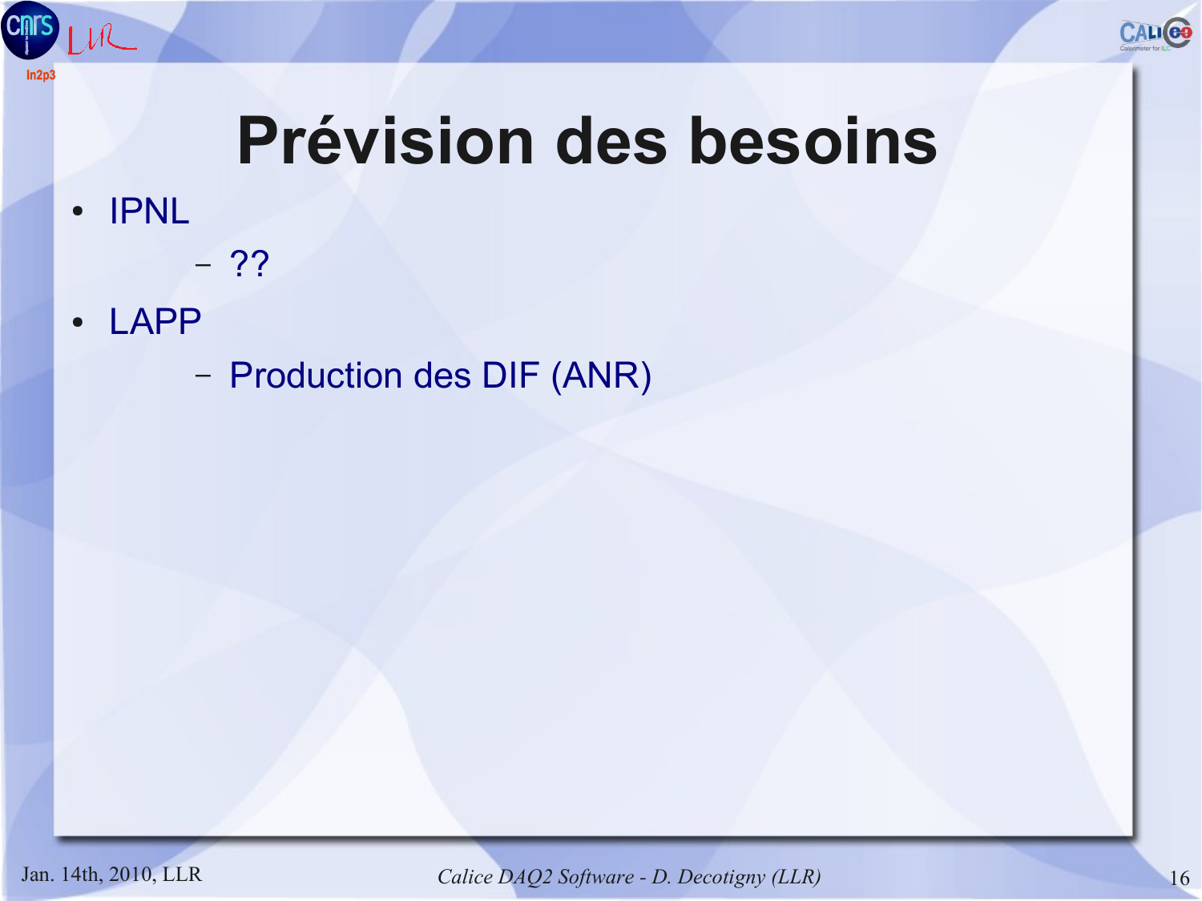# Prévision des besoins

- IPNL
  - ??
- LAPP
  - Production des DIF (ANR)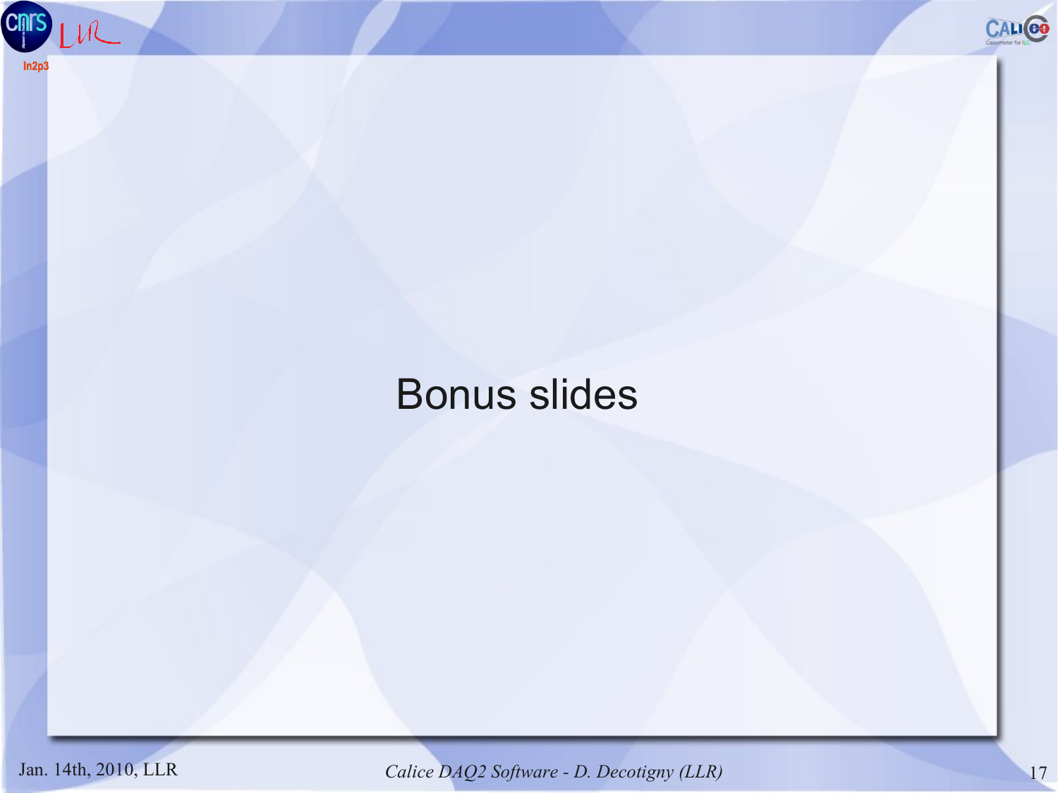# Bonus slides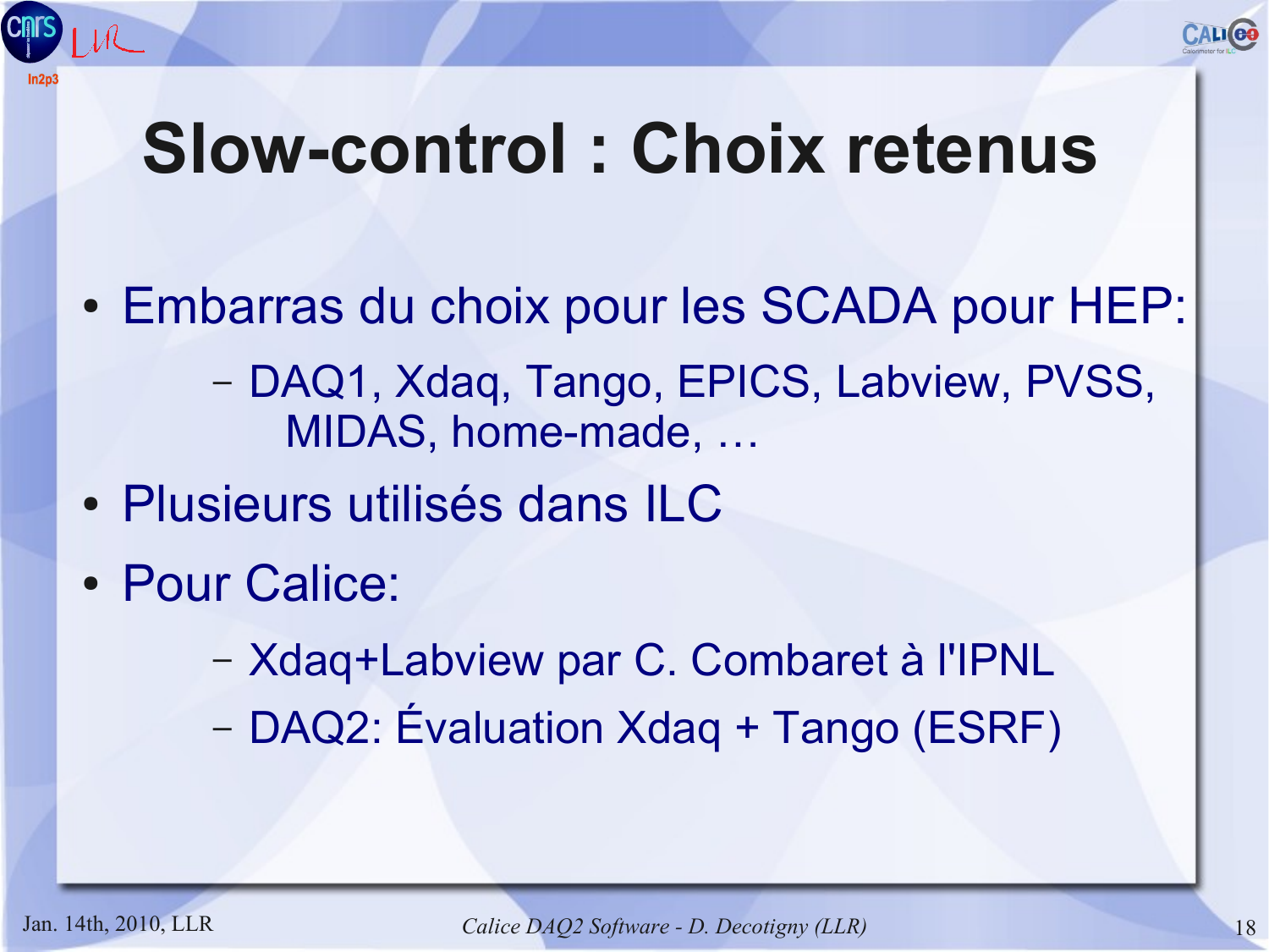# Slow-control : Choix retenus

- Embarras du choix pour les SCADA pour HEP:
  - DAQ1, Xdaq, Tango, EPICS, Labview, PVSS, MIDAS, home-made, …
- Plusieurs utilisés dans ILC
- Pour Calice:
  - Xdaq+Labview par C. Combaret à l'IPNL
  - DAQ2: Évaluation Xdaq + Tango (ESRF)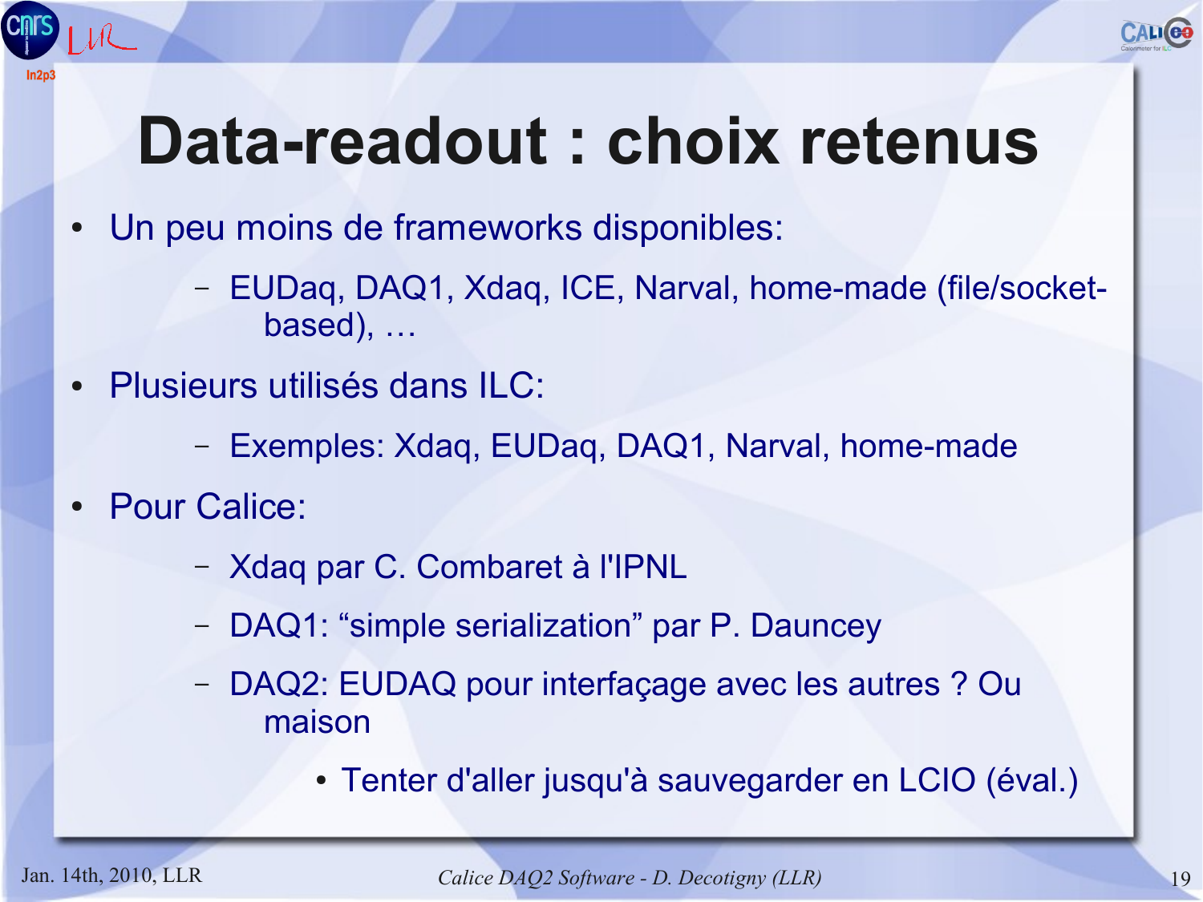# Data-readout : choix retenus

- Un peu moins de frameworks disponibles:
  - EUDaq, DAQ1, Xdaq, ICE, Narval, home-made (file/socket-based), …
- Plusieurs utilisés dans ILC:
  - Exemples: Xdaq, EUDaq, DAQ1, Narval, home-made
- Pour Calice:
  - Xdaq par C. Combaret à l'IPNL
  - DAQ1: “simple serialization” par P. Dauncey
  - DAQ2: EUDAQ pour interfaçage avec les autres ? Ou maison
    - Tenter d'aller jusqu'à sauvegarder en LCIO (éval.)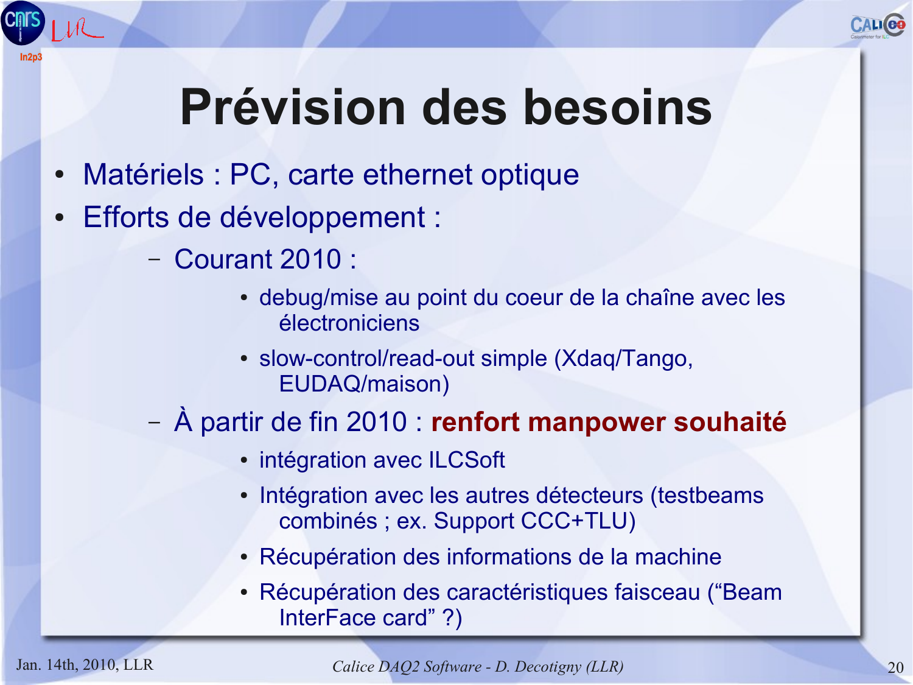# Prévision des besoins

- Matériels : PC, carte ethernet optique
- Efforts de développement :
  - Courant 2010 :
    - debug/mise au point du coeur de la chaîne avec les électroniciens
    - slow-control/read-out simple (Xdaq/Tango, EUDAQ/maison)
  - À partir de fin 2010 : **renfort manpower souhaité**
    - intégration avec ILCSoft
    - Intégration avec les autres détecteurs (testbeams combinés ; ex. Support CCC+TLU)
    - Récupération des informations de la machine
    - Récupération des caractéristiques faisceau (“Beam InterFace card” ?)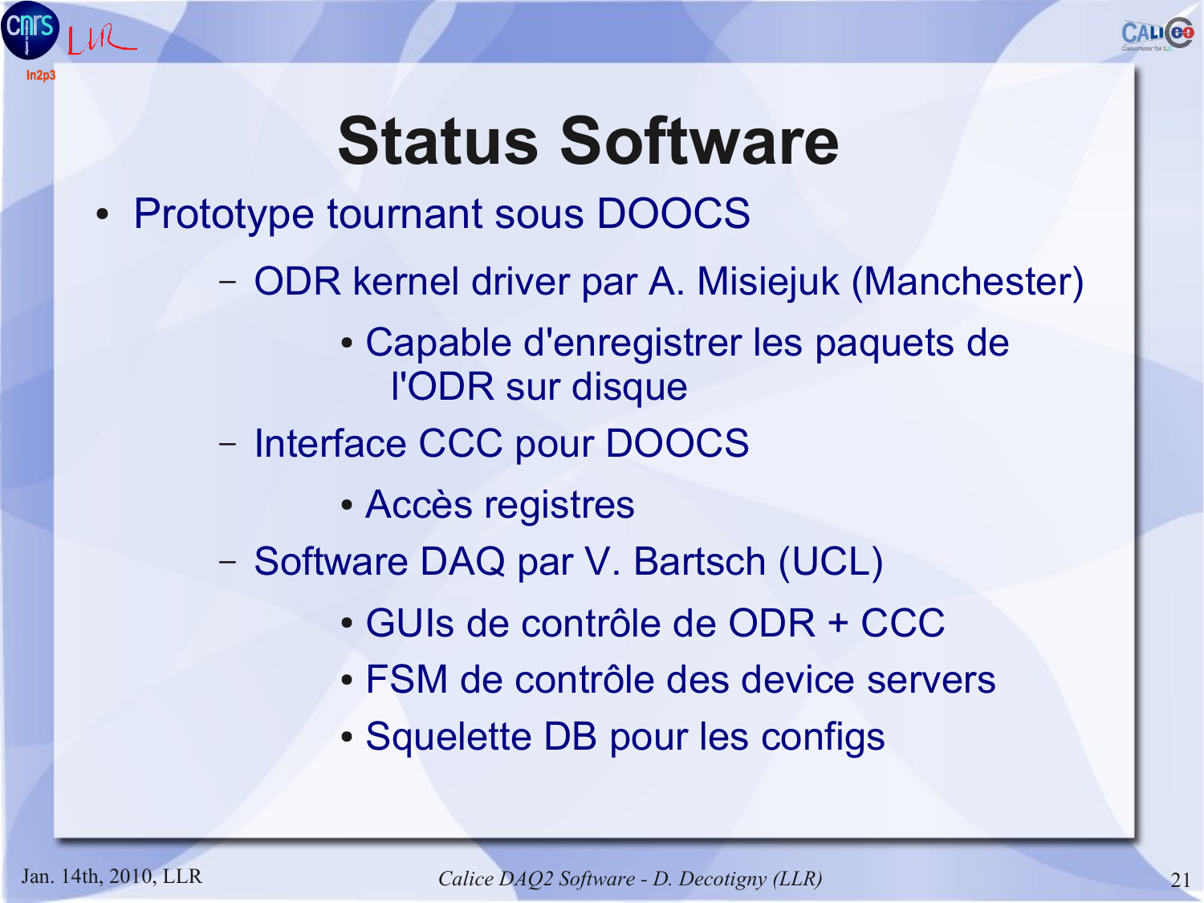# Status Software

- Prototype tournant sous DOOCS
  - ODR kernel driver par A. Misiejuk (Manchester)
    - Capable d'enregistrer les paquets de l'ODR sur disque
  - Interface CCC pour DOOCS
    - Accès registres
  - Software DAQ par V. Bartsch (UCL)
    - GUIs de contrôle de ODR + CCC
    - FSM de contrôle des device servers
    - Squelette DB pour les configs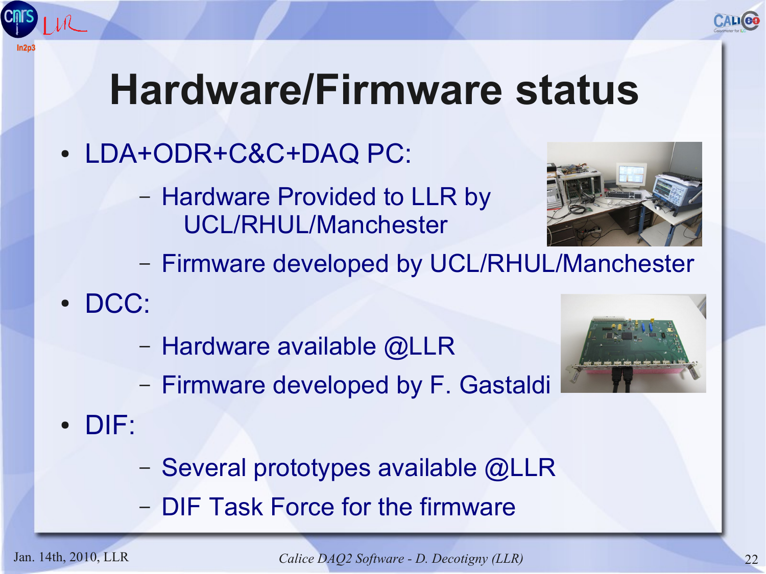# Hardware/Firmware status

- LDA+ODR+C&C+DAQ PC:
  - Hardware Provided to LLR by UCL/RHUL/Manchester
  - Firmware developed by UCL/RHUL/Manchester
- DCC:
  - Hardware available @LLR
  - Firmware developed by F. Gastaldi
- DIF:
  - Several prototypes available @LLR
  - DIF Task Force for the firmware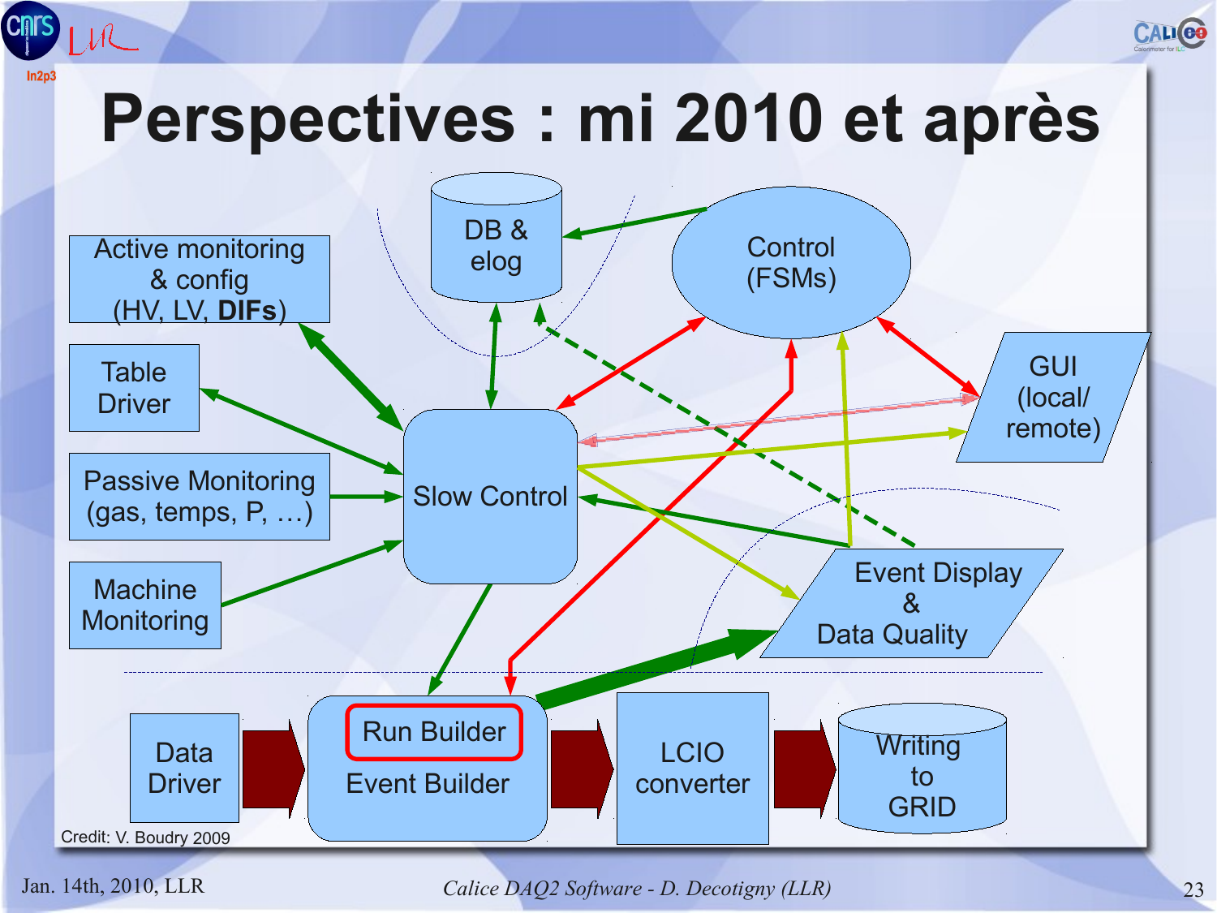# Perspectives : mi 2010 et après

DB & elog

Control (FSMs)

Active monitoring & config (HV, LV, **DIFs**)

Table Driver

Passive Monitoring (gas, temps, P, …)

Machine Monitoring

Slow Control

GUI (local/ remote)

Event Display & Data Quality

Data Driver

Run Builder

Event Builder

LCIO converter

Writing to GRID

Credit: V. Boudry 2009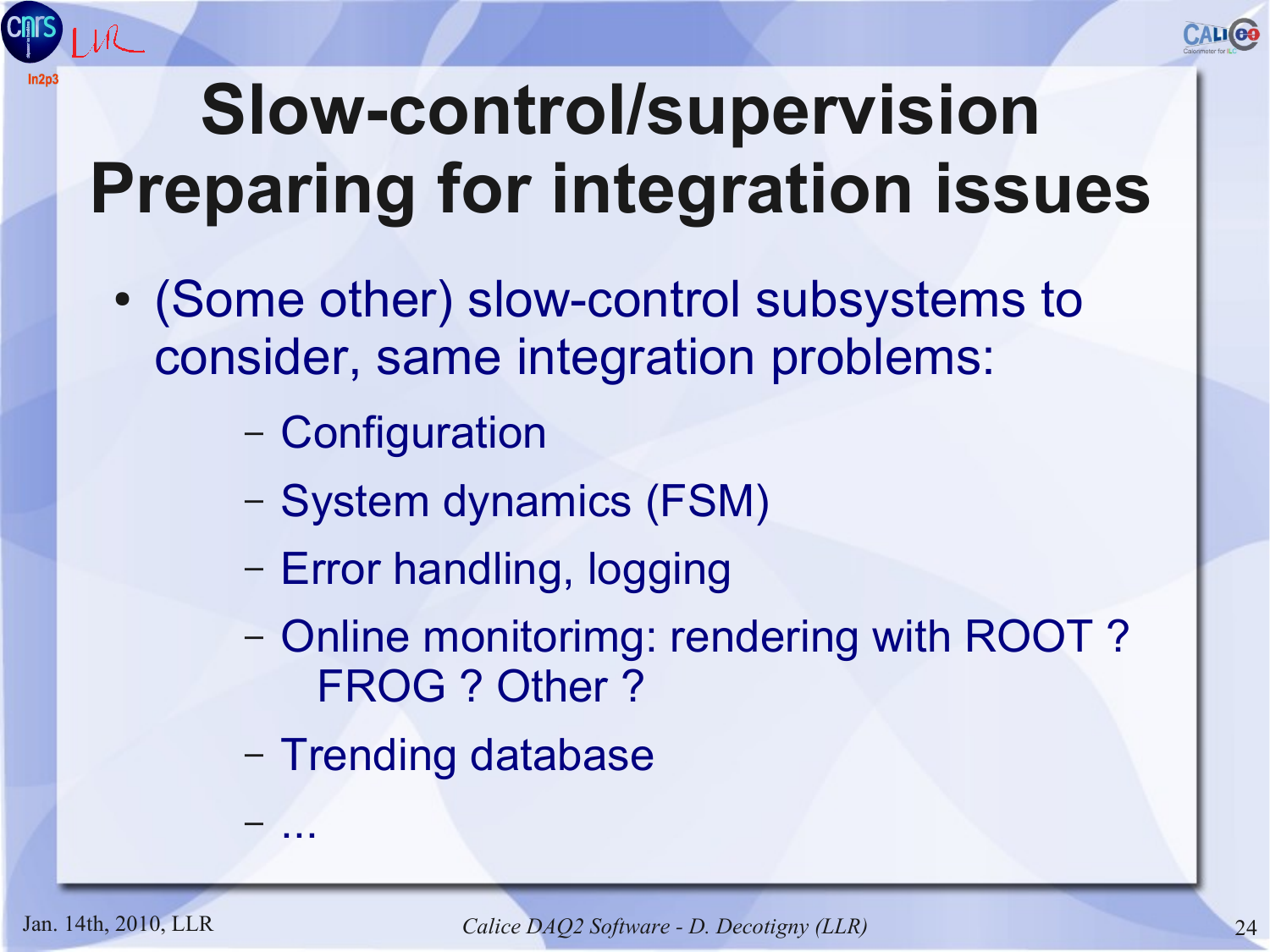# Slow-control/supervision
# Preparing for integration issues

- (Some other) slow-control subsystems to consider, same integration problems:
  - Configuration
  - System dynamics (FSM)
  - Error handling, logging
  - Online monitorimg: rendering with ROOT ? FROG ? Other ?
  - Trending database
  - ...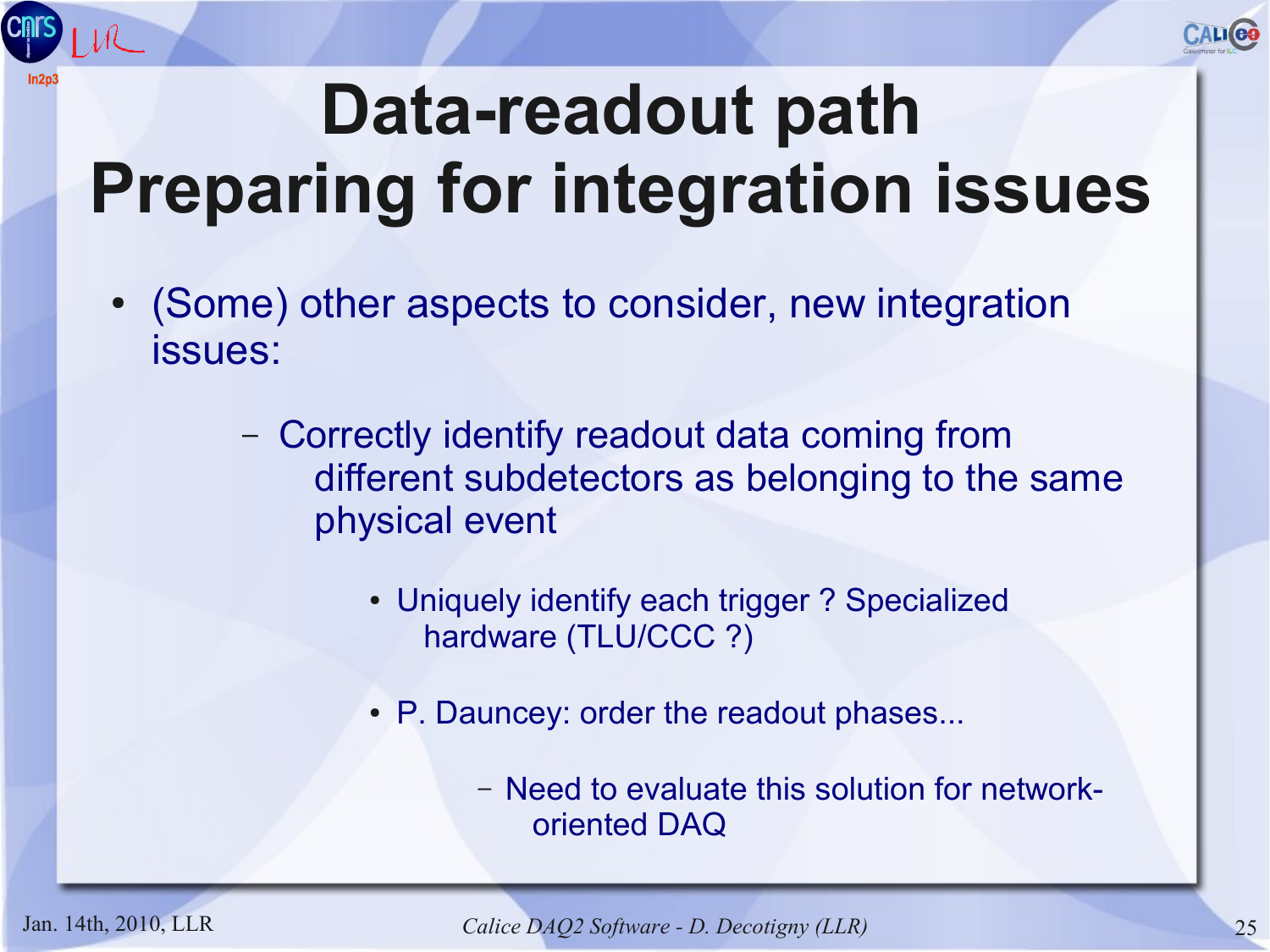# Data-readout path
# Preparing for integration issues

- (Some) other aspects to consider, new integration issues:
  - Correctly identify readout data coming from different subdetectors as belonging to the same physical event
    - Uniquely identify each trigger ? Specialized hardware (TLU/CCC ?)
    - P. Dauncey: order the readout phases...
      - Need to evaluate this solution for network-oriented DAQ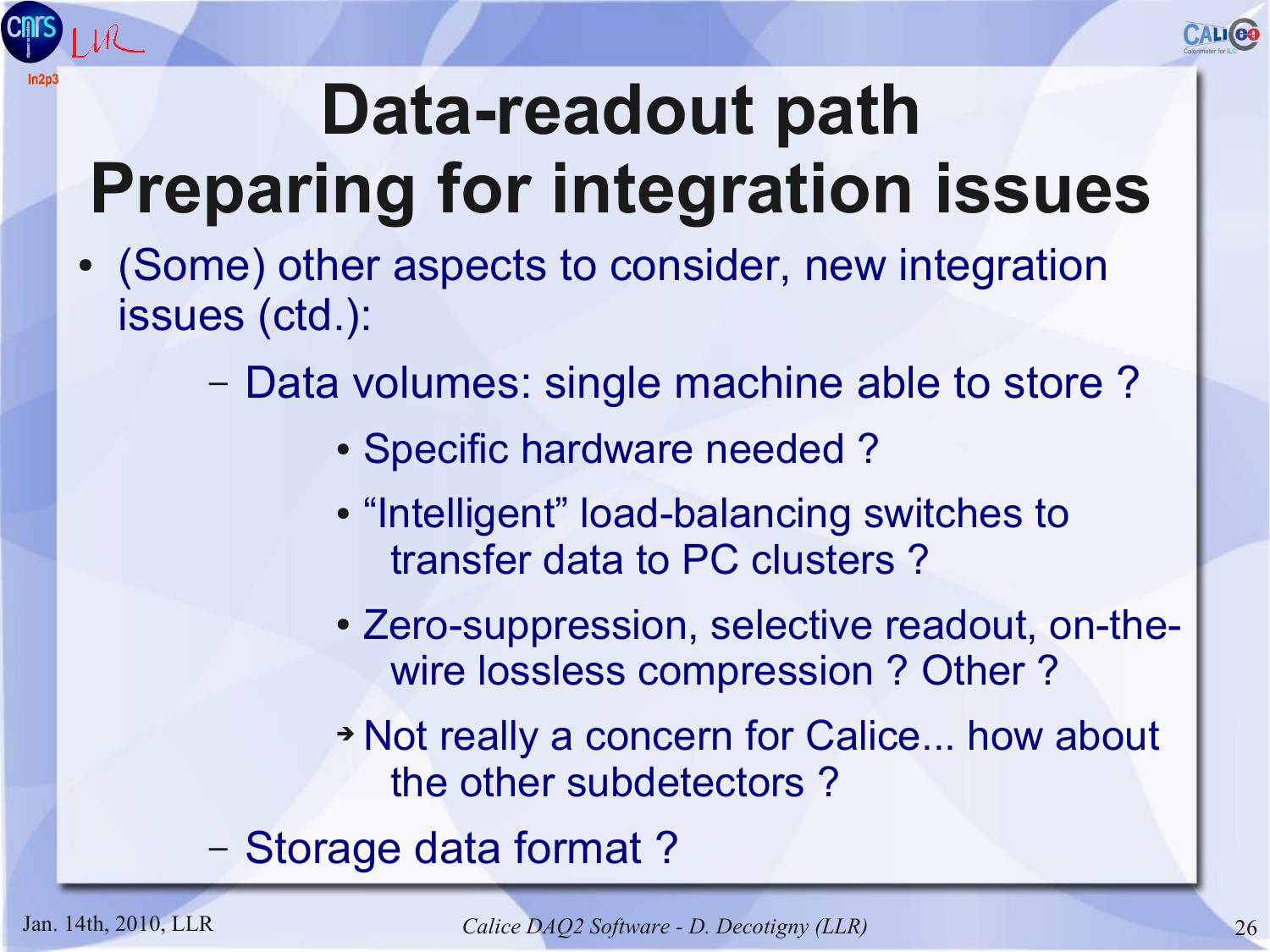# Data-readout path
# Preparing for integration issues

- (Some) other aspects to consider, new integration issues (ctd.):
  - Data volumes: single machine able to store ?
    - Specific hardware needed ?
    - “Intelligent” load-balancing switches to transfer data to PC clusters ?
    - Zero-suppression, selective readout, on-the-wire lossless compression ? Other ?
    - ➔ Not really a concern for Calice... how about the other subdetectors ?
  - Storage data format ?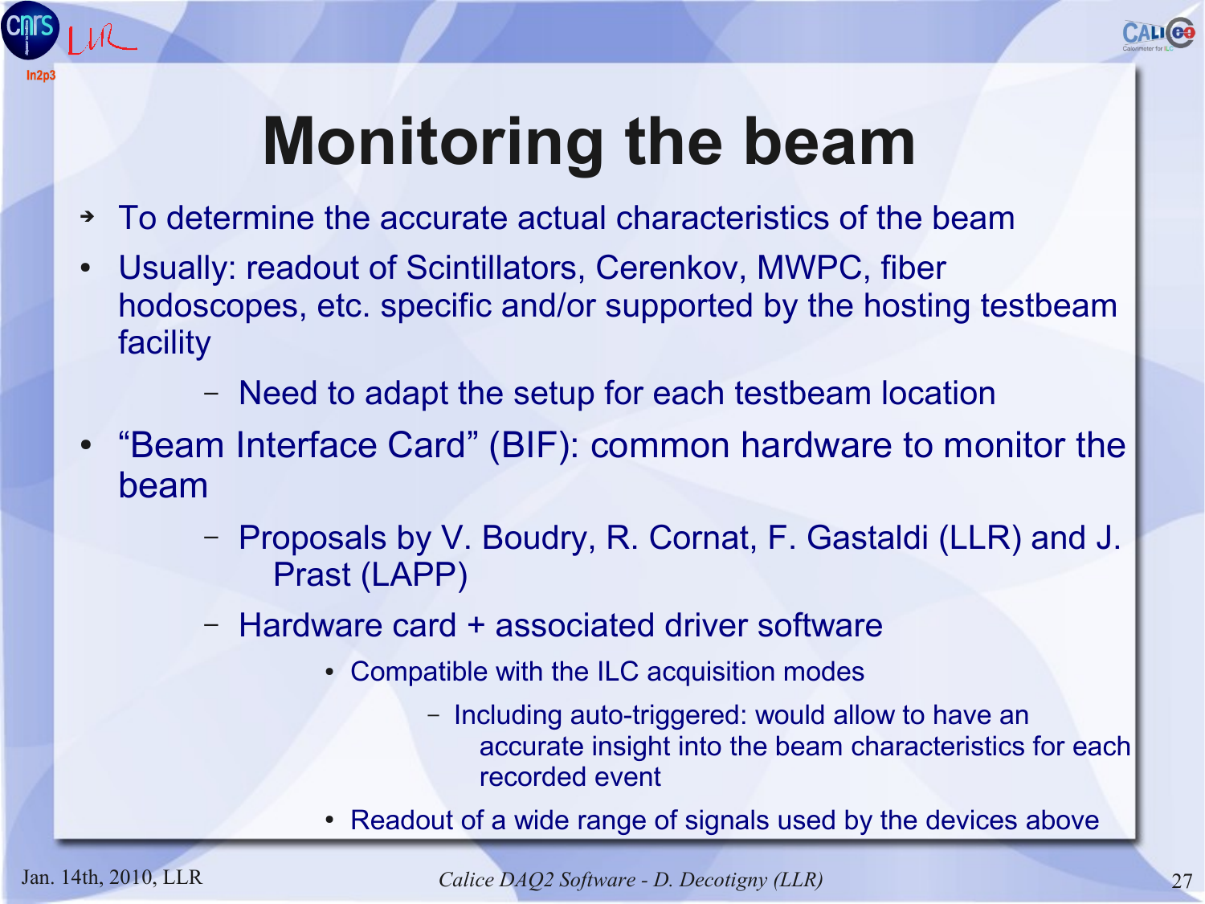# Monitoring the beam

- To determine the accurate actual characteristics of the beam
- Usually: readout of Scintillators, Cerenkov, MWPC, fiber hodoscopes, etc. specific and/or supported by the hosting testbeam facility
  - Need to adapt the setup for each testbeam location
- "Beam Interface Card" (BIF): common hardware to monitor the beam
  - Proposals by V. Boudry, R. Cornat, F. Gastaldi (LLR) and J. Prast (LAPP)
  - Hardware card + associated driver software
    - Compatible with the ILC acquisition modes
      - Including auto-triggered: would allow to have an accurate insight into the beam characteristics for each recorded event
    - Readout of a wide range of signals used by the devices above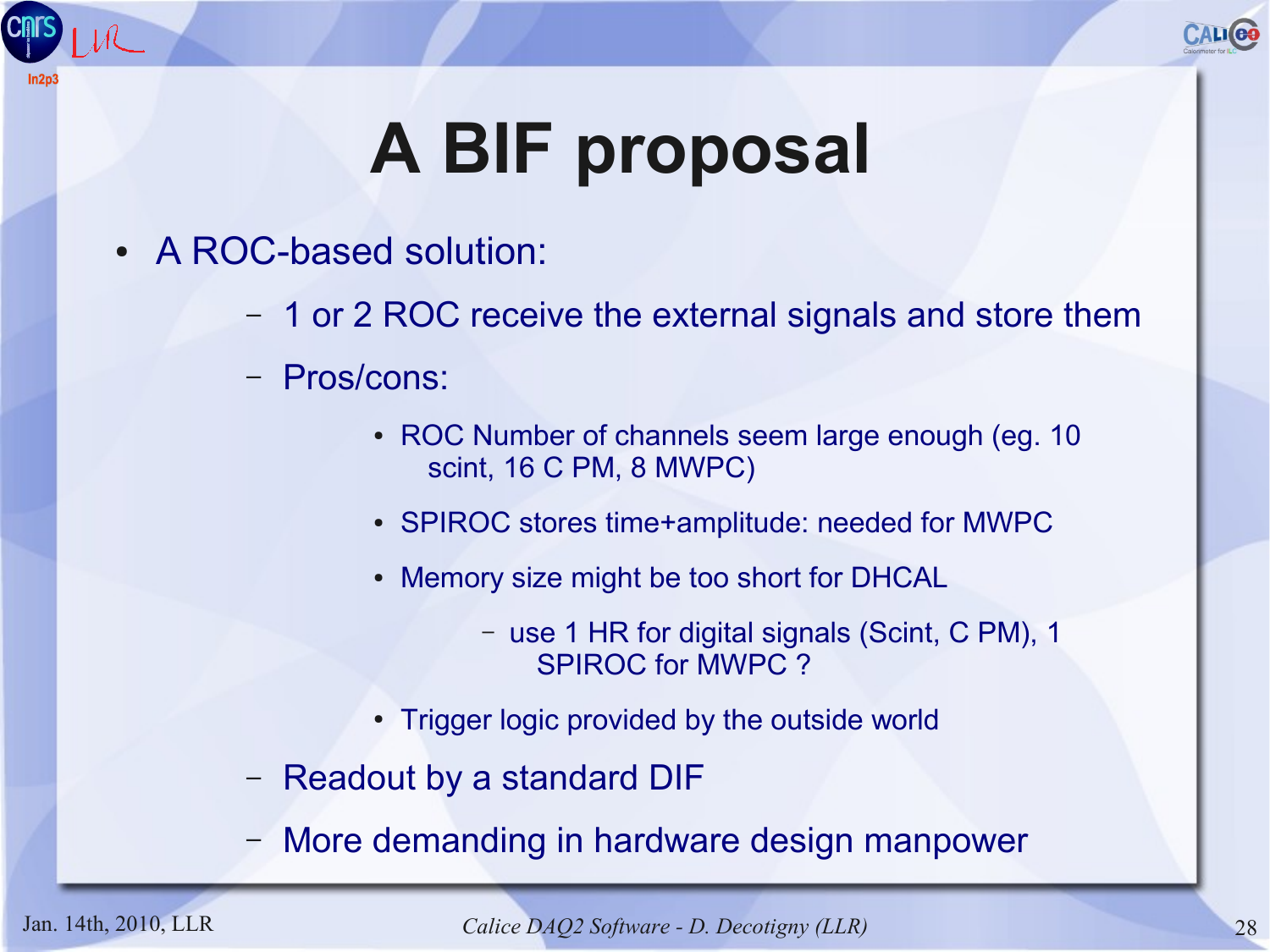# A BIF proposal

- A ROC-based solution:
  - 1 or 2 ROC receive the external signals and store them
  - Pros/cons:
    - ROC Number of channels seem large enough (eg. 10 scint, 16 C PM, 8 MWPC)
    - SPIROC stores time+amplitude: needed for MWPC
    - Memory size might be too short for DHCAL
      - use 1 HR for digital signals (Scint, C PM), 1 SPIROC for MWPC ?
    - Trigger logic provided by the outside world
  - Readout by a standard DIF
  - More demanding in hardware design manpower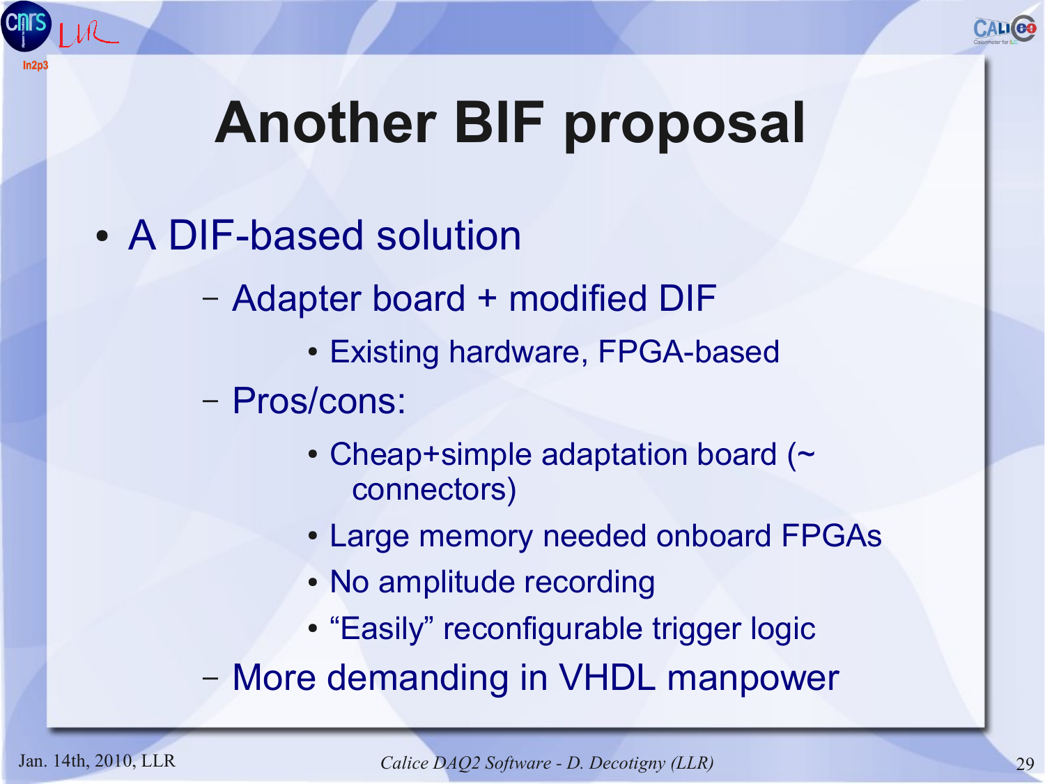# Another BIF proposal

- A DIF-based solution
  - Adapter board + modified DIF
    - Existing hardware, FPGA-based
  - Pros/cons:
    - Cheap+simple adaptation board (~ connectors)
    - Large memory needed onboard FPGAs
    - No amplitude recording
    - “Easily” reconfigurable trigger logic
  - More demanding in VHDL manpower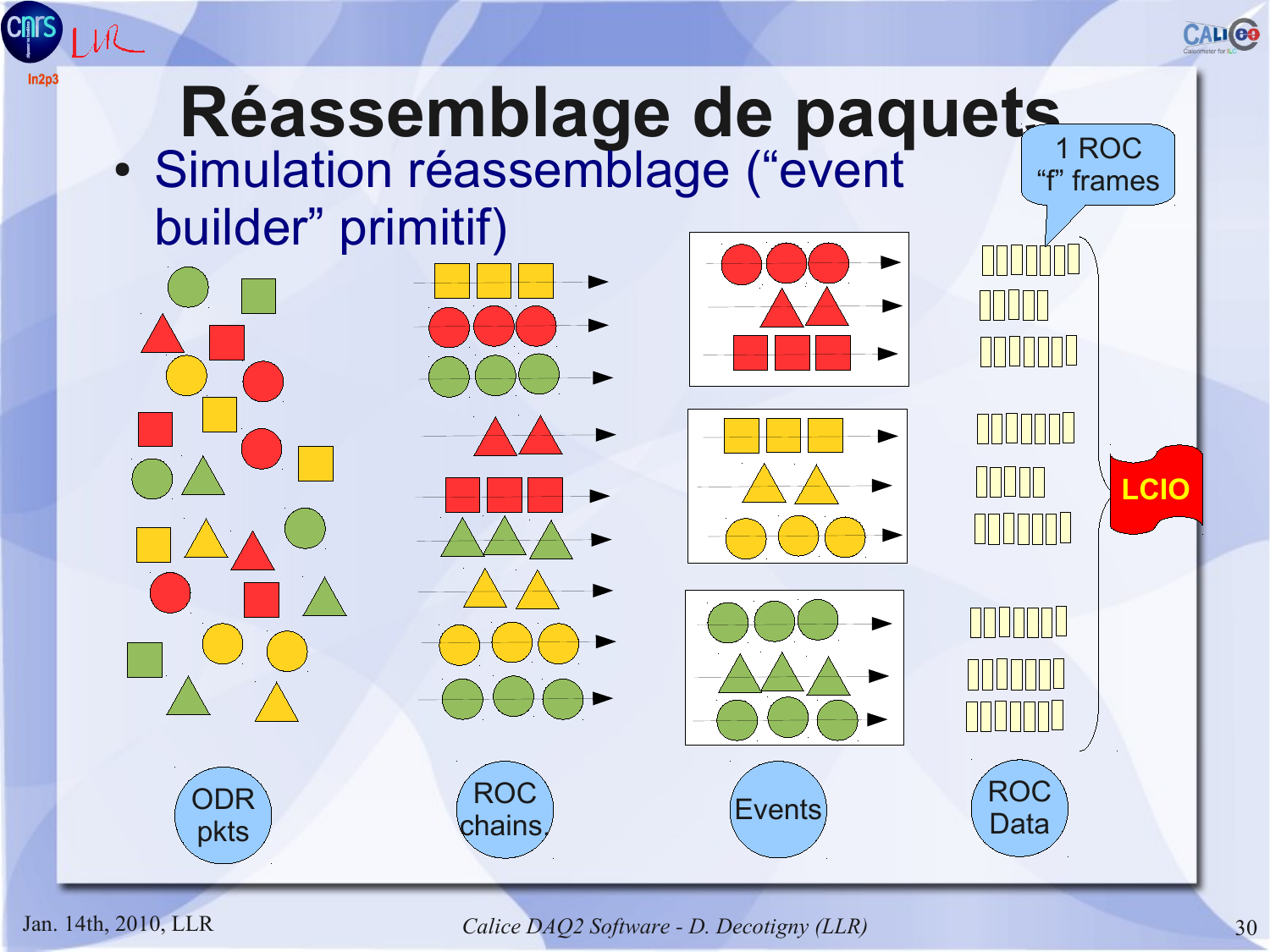# Réassemblage de paquets

- Simulation réassemblage (“event builder” primitif)

1 ROC “f” frames

LCIO

ODR pkts

ROC chains

Events

ROC Data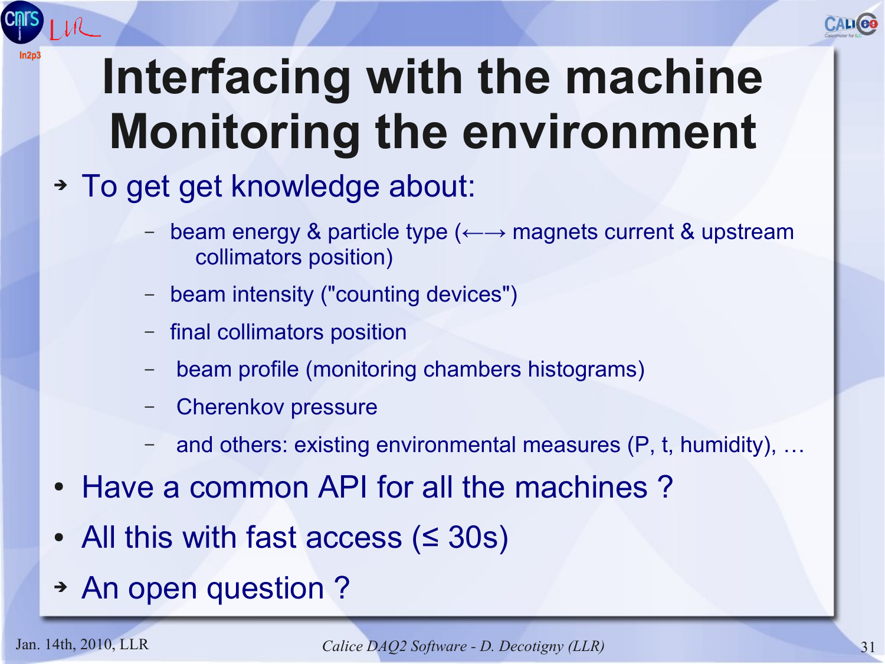# Interfacing with the machine Monitoring the environment

- To get get knowledge about:
  - beam energy & particle type (←→ magnets current & upstream collimators position)
  - beam intensity ("counting devices")
  - final collimators position
  - beam profile (monitoring chambers histograms)
  - Cherenkov pressure
  - and others: existing environmental measures (P, t, humidity), …
- Have a common API for all the machines ?
- All this with fast access (≤ 30s)
- An open question ?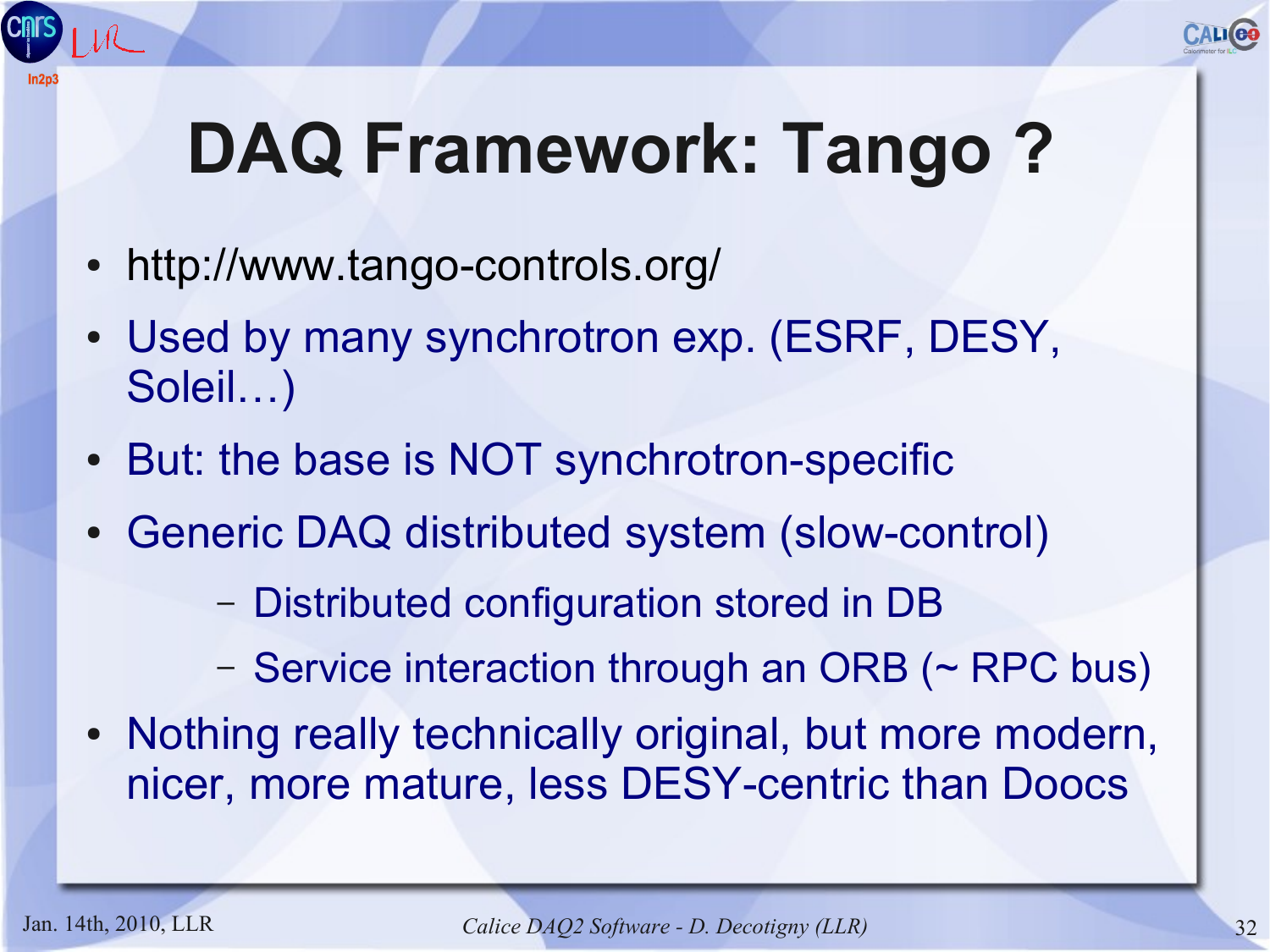# DAQ Framework: Tango ?

- http://www.tango-controls.org/
- Used by many synchrotron exp. (ESRF, DESY, Soleil…)
- But: the base is NOT synchrotron-specific
- Generic DAQ distributed system (slow-control)
  - Distributed configuration stored in DB
  - Service interaction through an ORB (~ RPC bus)
- Nothing really technically original, but more modern, nicer, more mature, less DESY-centric than Doocs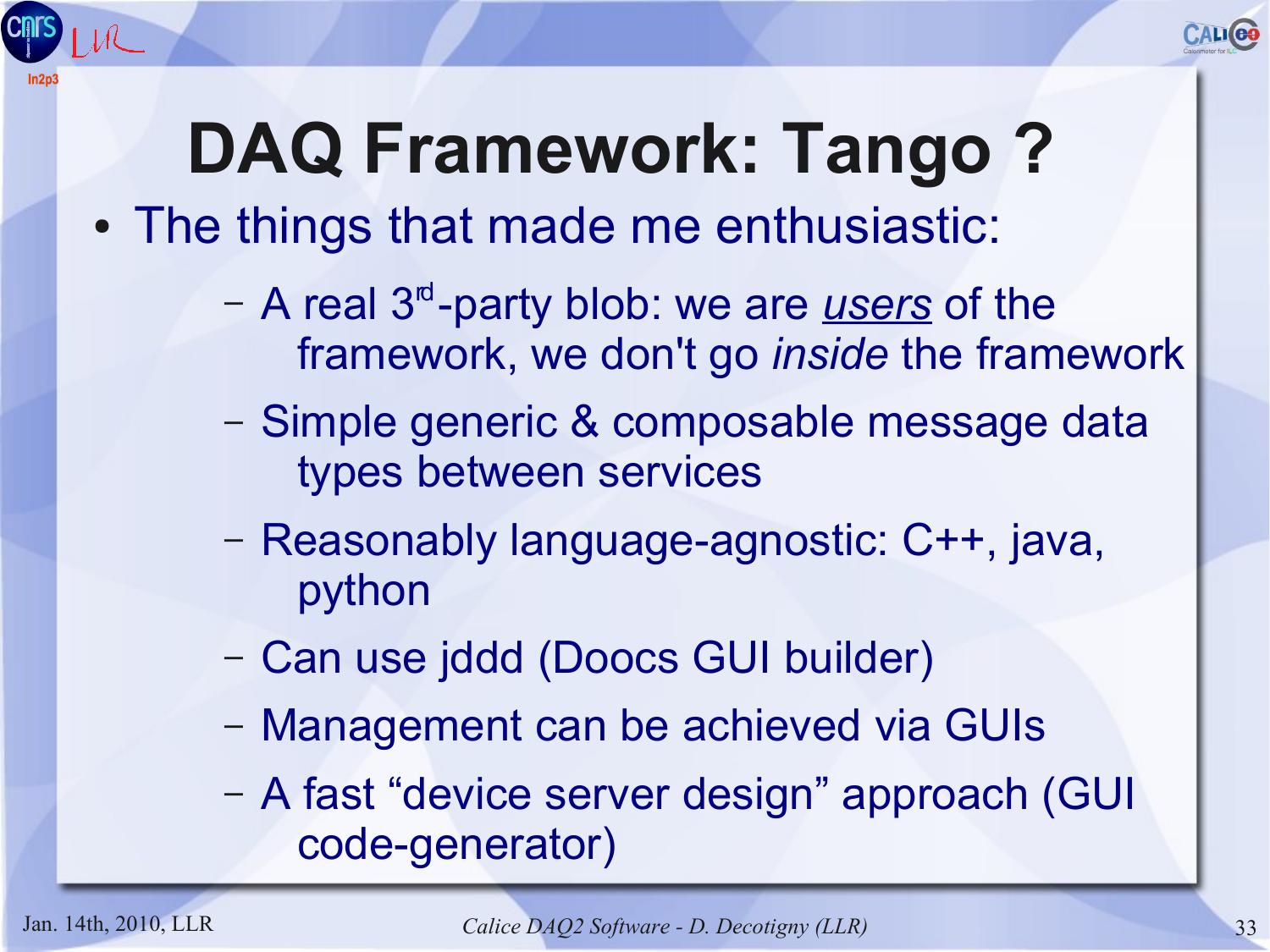# DAQ Framework: Tango ?

- The things that made me enthusiastic:
  - A real 3rd-party blob: we are *users* of the framework, we don't go *inside* the framework
  - Simple generic & composable message data types between services
  - Reasonably language-agnostic: C++, java, python
  - Can use jddd (Doocs GUI builder)
  - Management can be achieved via GUIs
  - A fast “device server design” approach (GUI code-generator)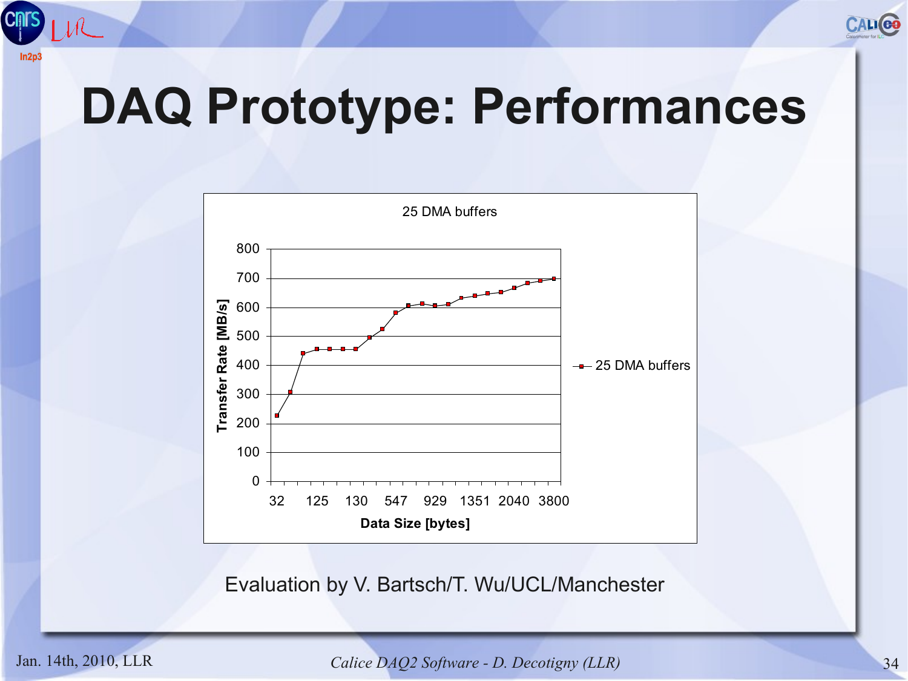# DAQ Prototype: Performances

25 DMA buffers

Transfer Rate [MB/s]

0
100
200
300
400
500
600
700
800

32 125 130 547 929 1351 2040 3800

Data Size [bytes]

25 DMA buffers

Evaluation by V. Bartsch/T. Wu/UCL/Manchester